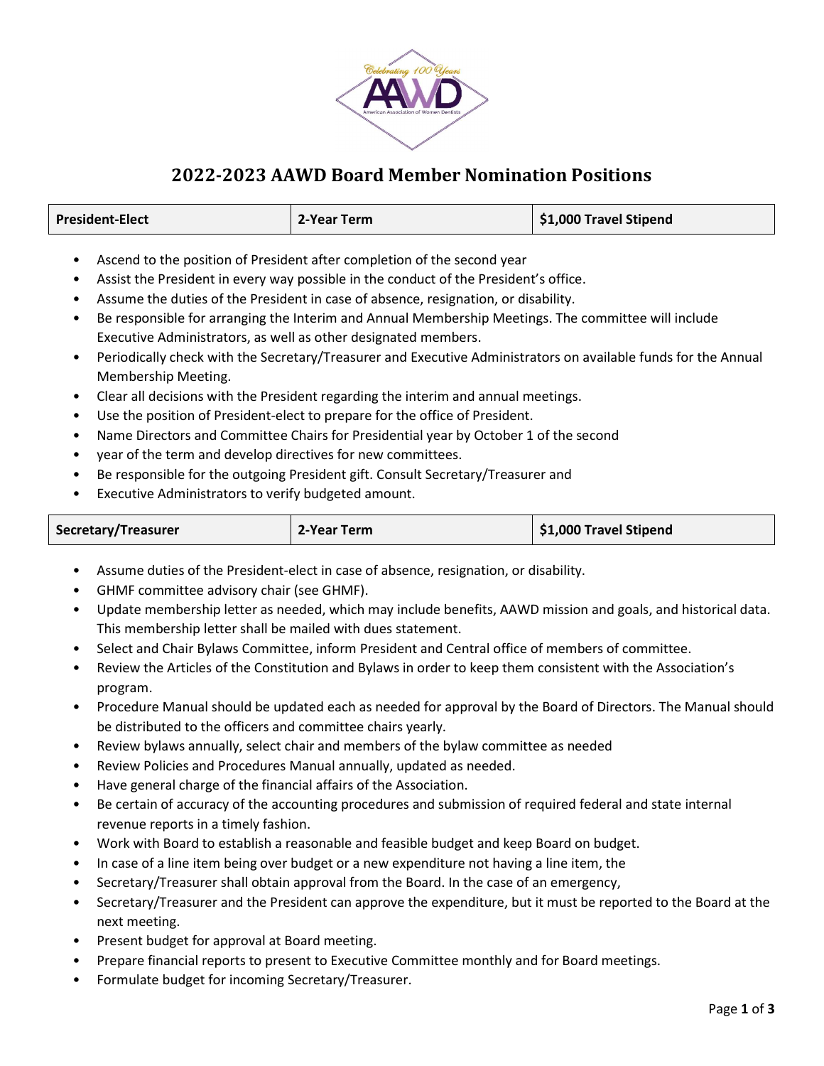# 2022-2023 AAWD Board Member Nomination Positions

| President-Elect | 2-Year Term | $1,000 Travel Stipend |
|---|---|---|

- Ascend to the position of President after completion of the second year
- Assist the President in every way possible in the conduct of the President's office.
- Assume the duties of the President in case of absence, resignation, or disability.
- Be responsible for arranging the Interim and Annual Membership Meetings. The committee will include Executive Administrators, as well as other designated members.
- Periodically check with the Secretary/Treasurer and Executive Administrators on available funds for the Annual Membership Meeting.
- Clear all decisions with the President regarding the interim and annual meetings.
- Use the position of President-elect to prepare for the office of President.
- Name Directors and Committee Chairs for Presidential year by October 1 of the second
- year of the term and develop directives for new committees.
- Be responsible for the outgoing President gift. Consult Secretary/Treasurer and
- Executive Administrators to verify budgeted amount.

| Secretary/Treasurer | 2-Year Term | $1,000 Travel Stipend |
|---|---|---|

- Assume duties of the President-elect in case of absence, resignation, or disability.
- GHMF committee advisory chair (see GHMF).
- Update membership letter as needed, which may include benefits, AAWD mission and goals, and historical data. This membership letter shall be mailed with dues statement.
- Select and Chair Bylaws Committee, inform President and Central office of members of committee.
- Review the Articles of the Constitution and Bylaws in order to keep them consistent with the Association's program.
- Procedure Manual should be updated each as needed for approval by the Board of Directors. The Manual should be distributed to the officers and committee chairs yearly.
- Review bylaws annually, select chair and members of the bylaw committee as needed
- Review Policies and Procedures Manual annually, updated as needed.
- Have general charge of the financial affairs of the Association.
- Be certain of accuracy of the accounting procedures and submission of required federal and state internal revenue reports in a timely fashion.
- Work with Board to establish a reasonable and feasible budget and keep Board on budget.
- In case of a line item being over budget or a new expenditure not having a line item, the
- Secretary/Treasurer shall obtain approval from the Board. In the case of an emergency,
- Secretary/Treasurer and the President can approve the expenditure, but it must be reported to the Board at the next meeting.
- Present budget for approval at Board meeting.
- Prepare financial reports to present to Executive Committee monthly and for Board meetings.
- Formulate budget for incoming Secretary/Treasurer.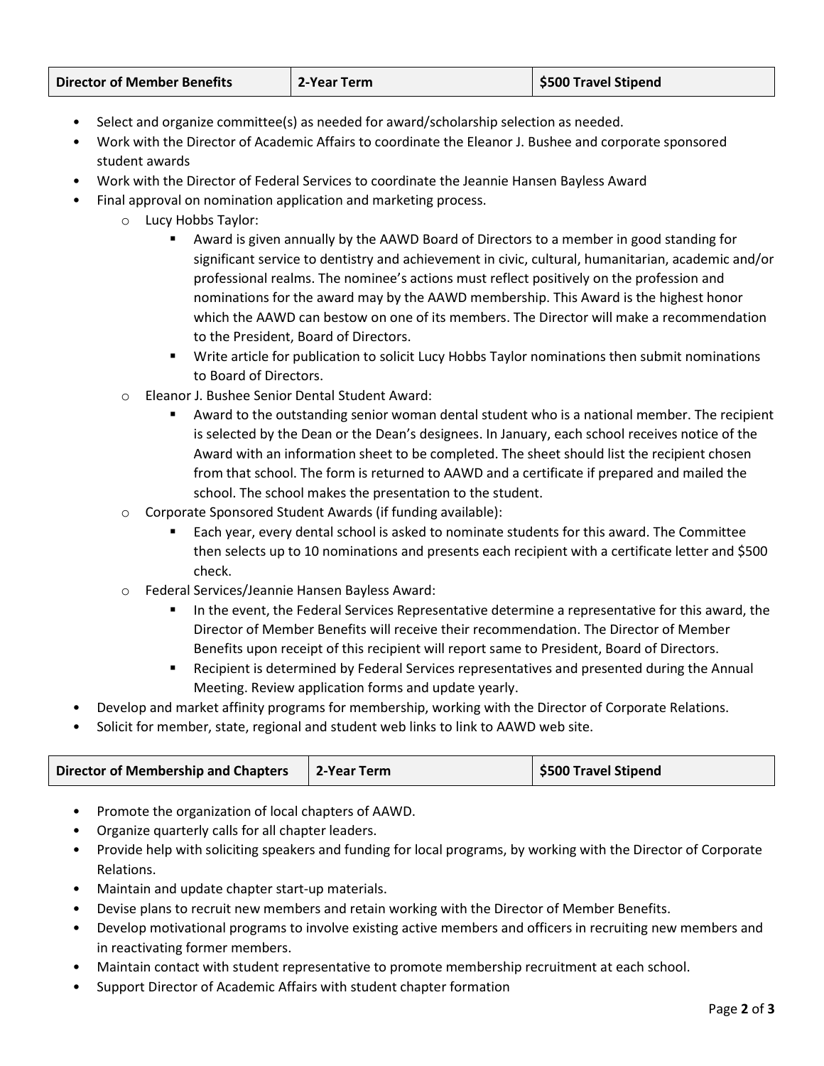| Director of Member Benefits | 2-Year Term | $500 Travel Stipend |
|---|---|---|

- Select and organize committee(s) as needed for award/scholarship selection as needed.
- Work with the Director of Academic Affairs to coordinate the Eleanor J. Bushee and corporate sponsored student awards
- Work with the Director of Federal Services to coordinate the Jeannie Hansen Bayless Award
- Final approval on nomination application and marketing process.
  - Lucy Hobbs Taylor:
    - Award is given annually by the AAWD Board of Directors to a member in good standing for significant service to dentistry and achievement in civic, cultural, humanitarian, academic and/or professional realms. The nominee's actions must reflect positively on the profession and nominations for the award may by the AAWD membership. This Award is the highest honor which the AAWD can bestow on one of its members. The Director will make a recommendation to the President, Board of Directors.
    - Write article for publication to solicit Lucy Hobbs Taylor nominations then submit nominations to Board of Directors.
  - Eleanor J. Bushee Senior Dental Student Award:
    - Award to the outstanding senior woman dental student who is a national member. The recipient is selected by the Dean or the Dean's designees. In January, each school receives notice of the Award with an information sheet to be completed. The sheet should list the recipient chosen from that school. The form is returned to AAWD and a certificate if prepared and mailed the school. The school makes the presentation to the student.
  - Corporate Sponsored Student Awards (if funding available):
    - Each year, every dental school is asked to nominate students for this award. The Committee then selects up to 10 nominations and presents each recipient with a certificate letter and $500 check.
  - Federal Services/Jeannie Hansen Bayless Award:
    - In the event, the Federal Services Representative determine a representative for this award, the Director of Member Benefits will receive their recommendation. The Director of Member Benefits upon receipt of this recipient will report same to President, Board of Directors.
    - Recipient is determined by Federal Services representatives and presented during the Annual Meeting. Review application forms and update yearly.
- Develop and market affinity programs for membership, working with the Director of Corporate Relations.
- Solicit for member, state, regional and student web links to link to AAWD web site.

| Director of Membership and Chapters | 2-Year Term | $500 Travel Stipend |
|---|---|---|

- Promote the organization of local chapters of AAWD.
- Organize quarterly calls for all chapter leaders.
- Provide help with soliciting speakers and funding for local programs, by working with the Director of Corporate Relations.
- Maintain and update chapter start-up materials.
- Devise plans to recruit new members and retain working with the Director of Member Benefits.
- Develop motivational programs to involve existing active members and officers in recruiting new members and in reactivating former members.
- Maintain contact with student representative to promote membership recruitment at each school.
- Support Director of Academic Affairs with student chapter formation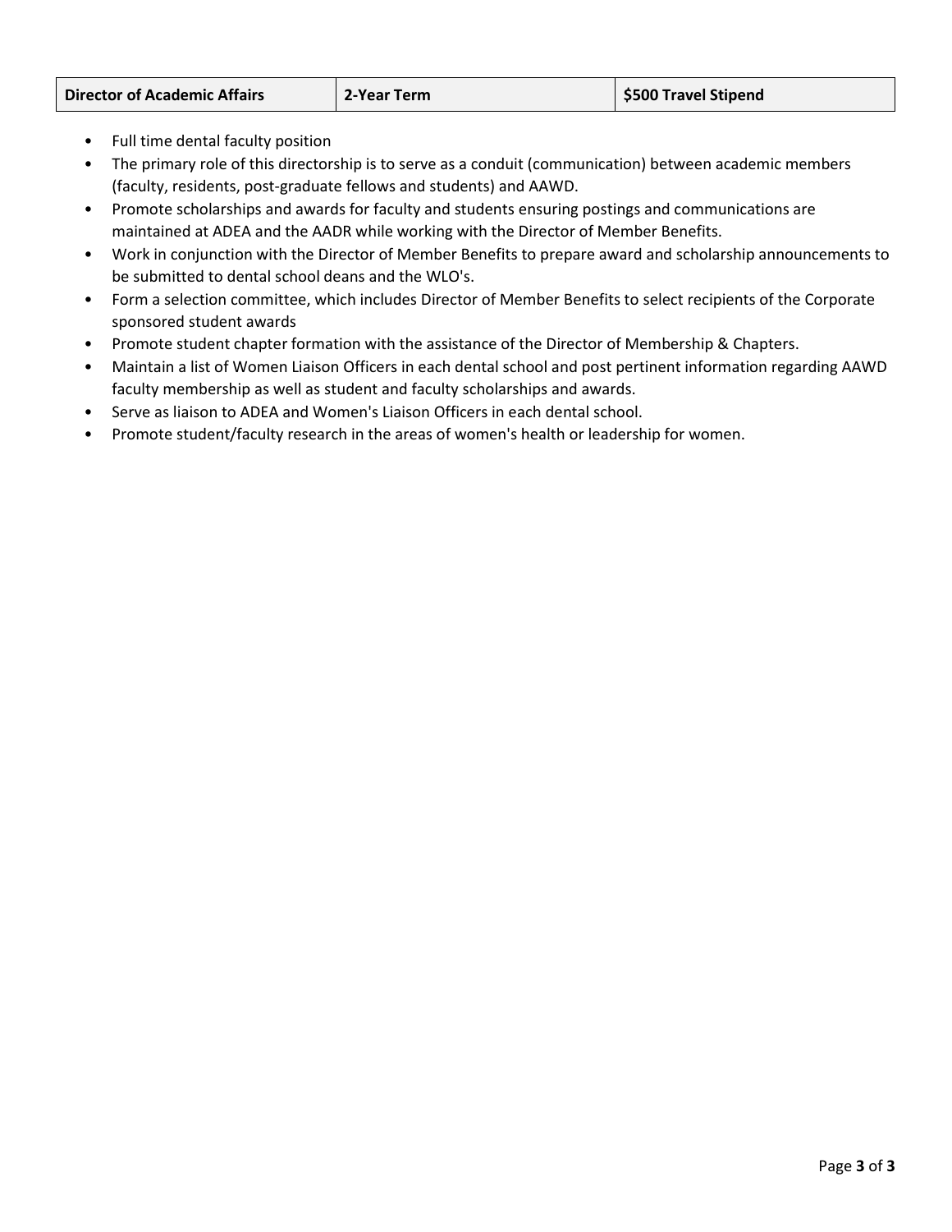| Director of Academic Affairs | 2-Year Term | $500 Travel Stipend |
|---|---|---|

- Full time dental faculty position
- The primary role of this directorship is to serve as a conduit (communication) between academic members (faculty, residents, post-graduate fellows and students) and AAWD.
- Promote scholarships and awards for faculty and students ensuring postings and communications are maintained at ADEA and the AADR while working with the Director of Member Benefits.
- Work in conjunction with the Director of Member Benefits to prepare award and scholarship announcements to be submitted to dental school deans and the WLO's.
- Form a selection committee, which includes Director of Member Benefits to select recipients of the Corporate sponsored student awards
- Promote student chapter formation with the assistance of the Director of Membership & Chapters.
- Maintain a list of Women Liaison Officers in each dental school and post pertinent information regarding AAWD faculty membership as well as student and faculty scholarships and awards.
- Serve as liaison to ADEA and Women's Liaison Officers in each dental school.
- Promote student/faculty research in the areas of women's health or leadership for women.